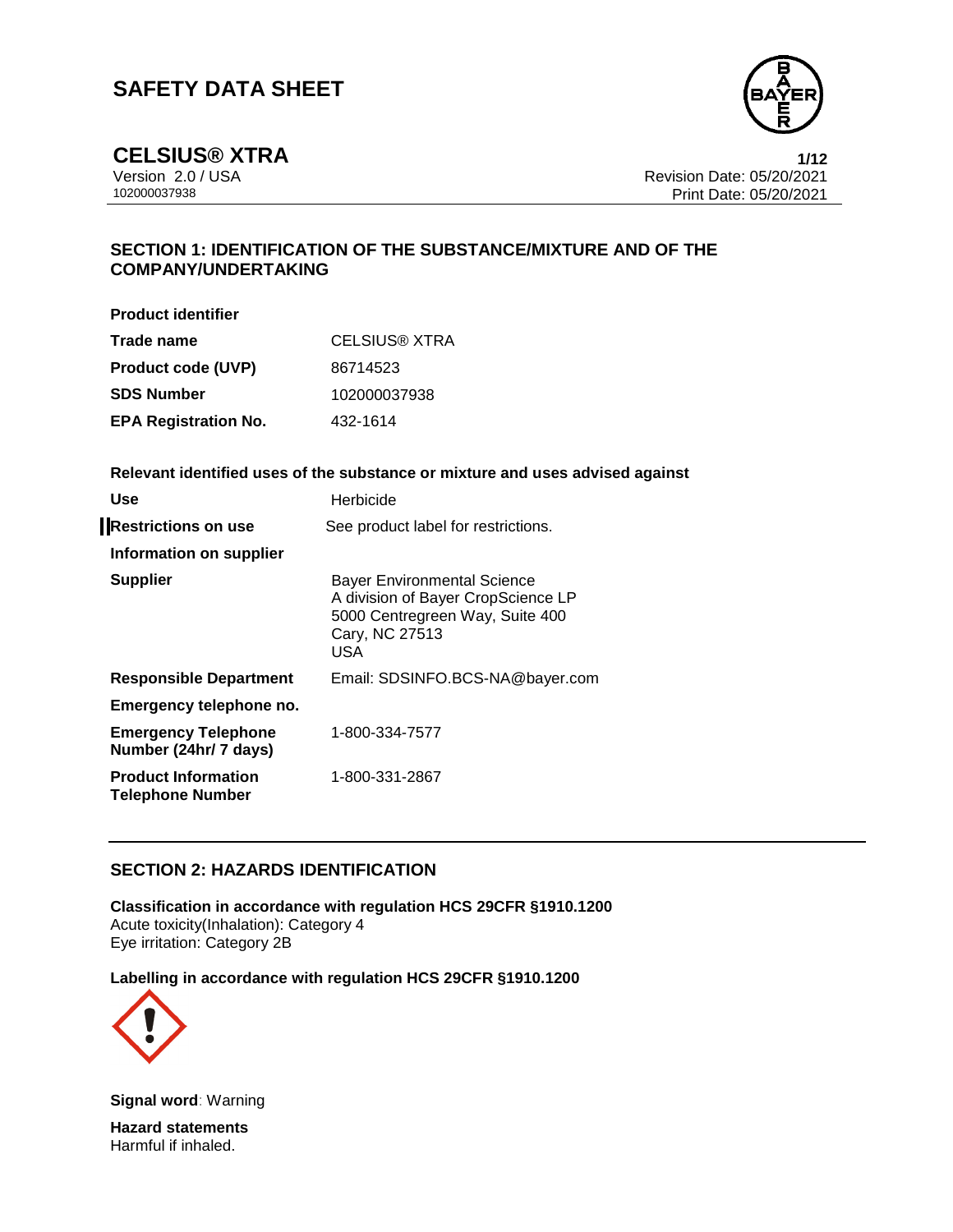# SAFETY DATA SHEET

## CELSIUS® XTRA

Version 2.0 / USA
102000037938

Revision Date: 05/20/2021
Print Date: 05/20/2021

## SECTION 1: IDENTIFICATION OF THE SUBSTANCE/MIXTURE AND OF THE COMPANY/UNDERTAKING

**Product identifier**

| | |
|---|---|
| **Trade name** | CELSIUS® XTRA |
| **Product code (UVP)** | 86714523 |
| **SDS Number** | 102000037938 |
| **EPA Registration No.** | 432-1614 |

**Relevant identified uses of the substance or mixture and uses advised against**

| | |
|---|---|
| **Use** | Herbicide |
| **Restrictions on use** | See product label for restrictions. |
| **Information on supplier** | |
| **Supplier** | Bayer Environmental Science<br>A division of Bayer CropScience LP<br>5000 Centregreen Way, Suite 400<br>Cary, NC 27513<br>USA |
| **Responsible Department** | Email: SDSINFO.BCS-NA@bayer.com |
| **Emergency telephone no.** | |
| **Emergency Telephone Number (24hr/ 7 days)** | 1-800-334-7577 |
| **Product Information Telephone Number** | 1-800-331-2867 |

## SECTION 2: HAZARDS IDENTIFICATION

**Classification in accordance with regulation HCS 29CFR §1910.1200**
Acute toxicity(Inhalation): Category 4
Eye irritation: Category 2B

**Labelling in accordance with regulation HCS 29CFR §1910.1200**

**Signal word**: Warning

**Hazard statements**
Harmful if inhaled.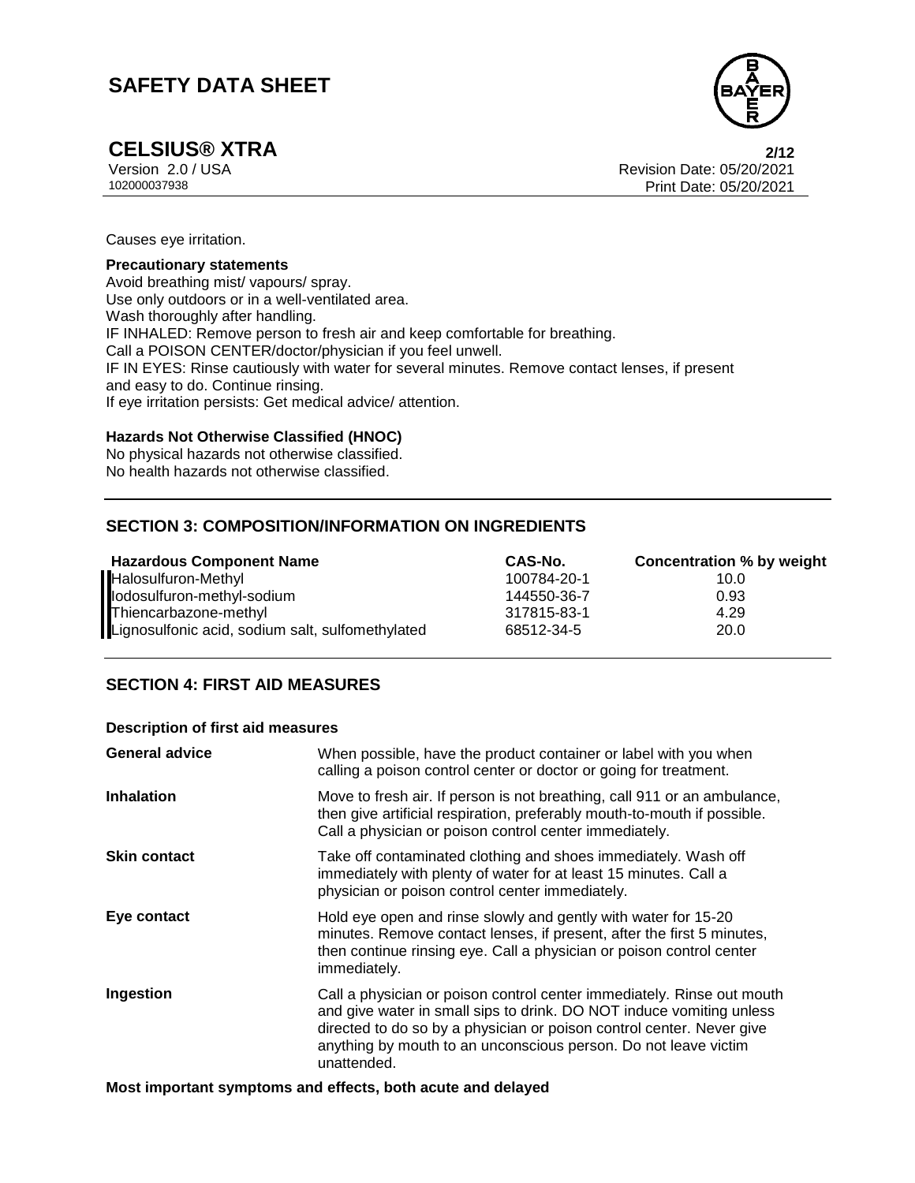Causes eye irritation.

**Precautionary statements**

Avoid breathing mist/ vapours/ spray.
Use only outdoors or in a well-ventilated area.
Wash thoroughly after handling.
IF INHALED: Remove person to fresh air and keep comfortable for breathing.
Call a POISON CENTER/doctor/physician if you feel unwell.
IF IN EYES: Rinse cautiously with water for several minutes. Remove contact lenses, if present and easy to do. Continue rinsing.
If eye irritation persists: Get medical advice/ attention.

**Hazards Not Otherwise Classified (HNOC)**

No physical hazards not otherwise classified.
No health hazards not otherwise classified.

## SECTION 3: COMPOSITION/INFORMATION ON INGREDIENTS

| Hazardous Component Name | CAS-No. | Concentration % by weight |
|---|---|---|
| Halosulfuron-Methyl | 100784-20-1 | 10.0 |
| Iodosulfuron-methyl-sodium | 144550-36-7 | 0.93 |
| Thiencarbazone-methyl | 317815-83-1 | 4.29 |
| Lignosulfonic acid, sodium salt, sulfomethylated | 68512-34-5 | 20.0 |

## SECTION 4: FIRST AID MEASURES

**Description of first aid measures**

| | |
|---|---|
| **General advice** | When possible, have the product container or label with you when calling a poison control center or doctor or going for treatment. |
| **Inhalation** | Move to fresh air. If person is not breathing, call 911 or an ambulance, then give artificial respiration, preferably mouth-to-mouth if possible. Call a physician or poison control center immediately. |
| **Skin contact** | Take off contaminated clothing and shoes immediately. Wash off immediately with plenty of water for at least 15 minutes. Call a physician or poison control center immediately. |
| **Eye contact** | Hold eye open and rinse slowly and gently with water for 15-20 minutes. Remove contact lenses, if present, after the first 5 minutes, then continue rinsing eye. Call a physician or poison control center immediately. |
| **Ingestion** | Call a physician or poison control center immediately. Rinse out mouth and give water in small sips to drink. DO NOT induce vomiting unless directed to do so by a physician or poison control center. Never give anything by mouth to an unconscious person. Do not leave victim unattended. |

**Most important symptoms and effects, both acute and delayed**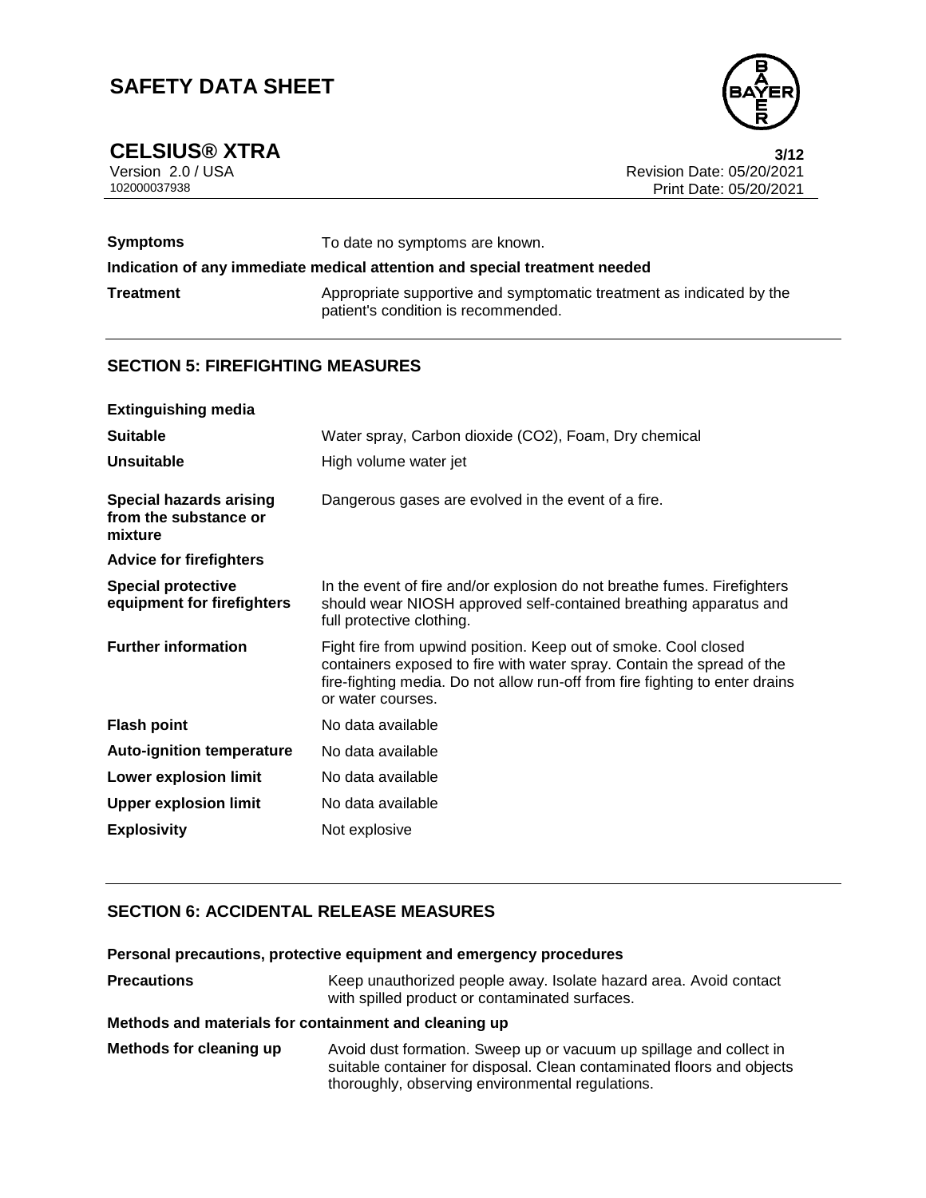| | |
|---|---|
| **Symptoms** | To date no symptoms are known. |

**Indication of any immediate medical attention and special treatment needed**

| | |
|---|---|
| **Treatment** | Appropriate supportive and symptomatic treatment as indicated by the patient's condition is recommended. |

## SECTION 5: FIREFIGHTING MEASURES

**Extinguishing media**

| | |
|---|---|
| **Suitable** | Water spray, Carbon dioxide (CO2), Foam, Dry chemical |
| **Unsuitable** | High volume water jet |
| **Special hazards arising from the substance or mixture** | Dangerous gases are evolved in the event of a fire. |

**Advice for firefighters**

| | |
|---|---|
| **Special protective equipment for firefighters** | In the event of fire and/or explosion do not breathe fumes. Firefighters should wear NIOSH approved self-contained breathing apparatus and full protective clothing. |
| **Further information** | Fight fire from upwind position. Keep out of smoke. Cool closed containers exposed to fire with water spray. Contain the spread of the fire-fighting media. Do not allow run-off from fire fighting to enter drains or water courses. |
| **Flash point** | No data available |
| **Auto-ignition temperature** | No data available |
| **Lower explosion limit** | No data available |
| **Upper explosion limit** | No data available |
| **Explosivity** | Not explosive |

## SECTION 6: ACCIDENTAL RELEASE MEASURES

**Personal precautions, protective equipment and emergency procedures**

| | |
|---|---|
| **Precautions** | Keep unauthorized people away. Isolate hazard area. Avoid contact with spilled product or contaminated surfaces. |

**Methods and materials for containment and cleaning up**

| | |
|---|---|
| **Methods for cleaning up** | Avoid dust formation. Sweep up or vacuum up spillage and collect in suitable container for disposal. Clean contaminated floors and objects thoroughly, observing environmental regulations. |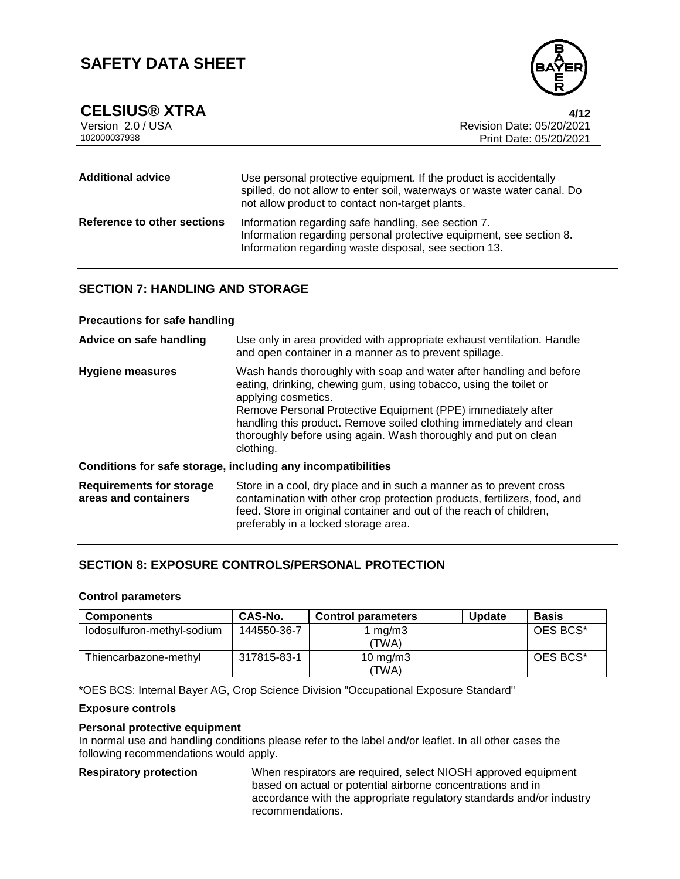| | |
|---|---|
| **Additional advice** | Use personal protective equipment. If the product is accidentally spilled, do not allow to enter soil, waterways or waste water canal. Do not allow product to contact non-target plants. |
| **Reference to other sections** | Information regarding safe handling, see section 7.<br>Information regarding personal protective equipment, see section 8.<br>Information regarding waste disposal, see section 13. |

## SECTION 7: HANDLING AND STORAGE

### Precautions for safe handling

| | |
|---|---|
| **Advice on safe handling** | Use only in area provided with appropriate exhaust ventilation. Handle and open container in a manner as to prevent spillage. |
| **Hygiene measures** | Wash hands thoroughly with soap and water after handling and before eating, drinking, chewing gum, using tobacco, using the toilet or applying cosmetics.<br>Remove Personal Protective Equipment (PPE) immediately after handling this product. Remove soiled clothing immediately and clean thoroughly before using again. Wash thoroughly and put on clean clothing. |

### Conditions for safe storage, including any incompatibilities

| | |
|---|---|
| **Requirements for storage areas and containers** | Store in a cool, dry place and in such a manner as to prevent cross contamination with other crop protection products, fertilizers, food, and feed. Store in original container and out of the reach of children, preferably in a locked storage area. |

## SECTION 8: EXPOSURE CONTROLS/PERSONAL PROTECTION

### Control parameters

| Components | CAS-No. | Control parameters | Update | Basis |
|---|---|---|---|---|
| Iodosulfuron-methyl-sodium | 144550-36-7 | 1 mg/m3 (TWA) | | OES BCS* |
| Thiencarbazone-methyl | 317815-83-1 | 10 mg/m3 (TWA) | | OES BCS* |

*OES BCS: Internal Bayer AG, Crop Science Division "Occupational Exposure Standard"

### Exposure controls

**Personal protective equipment**

In normal use and handling conditions please refer to the label and/or leaflet. In all other cases the following recommendations would apply.

| | |
|---|---|
| **Respiratory protection** | When respirators are required, select NIOSH approved equipment based on actual or potential airborne concentrations and in accordance with the appropriate regulatory standards and/or industry recommendations. |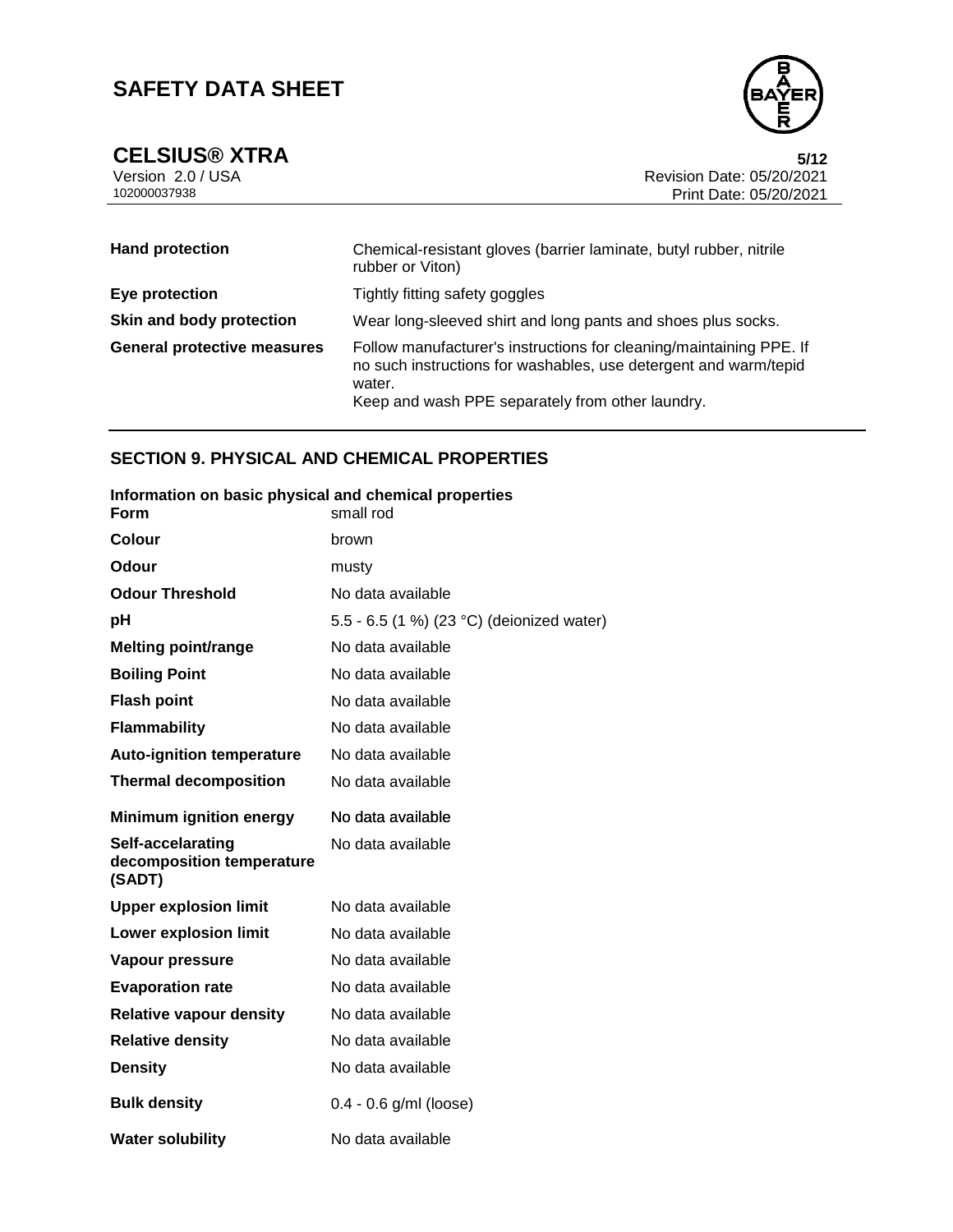| | |
|---|---|
| **Hand protection** | Chemical-resistant gloves (barrier laminate, butyl rubber, nitrile rubber or Viton) |
| **Eye protection** | Tightly fitting safety goggles |
| **Skin and body protection** | Wear long-sleeved shirt and long pants and shoes plus socks. |
| **General protective measures** | Follow manufacturer's instructions for cleaning/maintaining PPE. If no such instructions for washables, use detergent and warm/tepid water.<br>Keep and wash PPE separately from other laundry. |

## SECTION 9. PHYSICAL AND CHEMICAL PROPERTIES

**Information on basic physical and chemical properties**

| | |
|---|---|
| **Form** | small rod |
| **Colour** | brown |
| **Odour** | musty |
| **Odour Threshold** | No data available |
| **pH** | 5.5 - 6.5 (1 %) (23 °C) (deionized water) |
| **Melting point/range** | No data available |
| **Boiling Point** | No data available |
| **Flash point** | No data available |
| **Flammability** | No data available |
| **Auto-ignition temperature** | No data available |
| **Thermal decomposition** | No data available |
| **Minimum ignition energy** | No data available |
| **Self-accelarating decomposition temperature (SADT)** | No data available |
| **Upper explosion limit** | No data available |
| **Lower explosion limit** | No data available |
| **Vapour pressure** | No data available |
| **Evaporation rate** | No data available |
| **Relative vapour density** | No data available |
| **Relative density** | No data available |
| **Density** | No data available |
| **Bulk density** | 0.4 - 0.6 g/ml (loose) |
| **Water solubility** | No data available |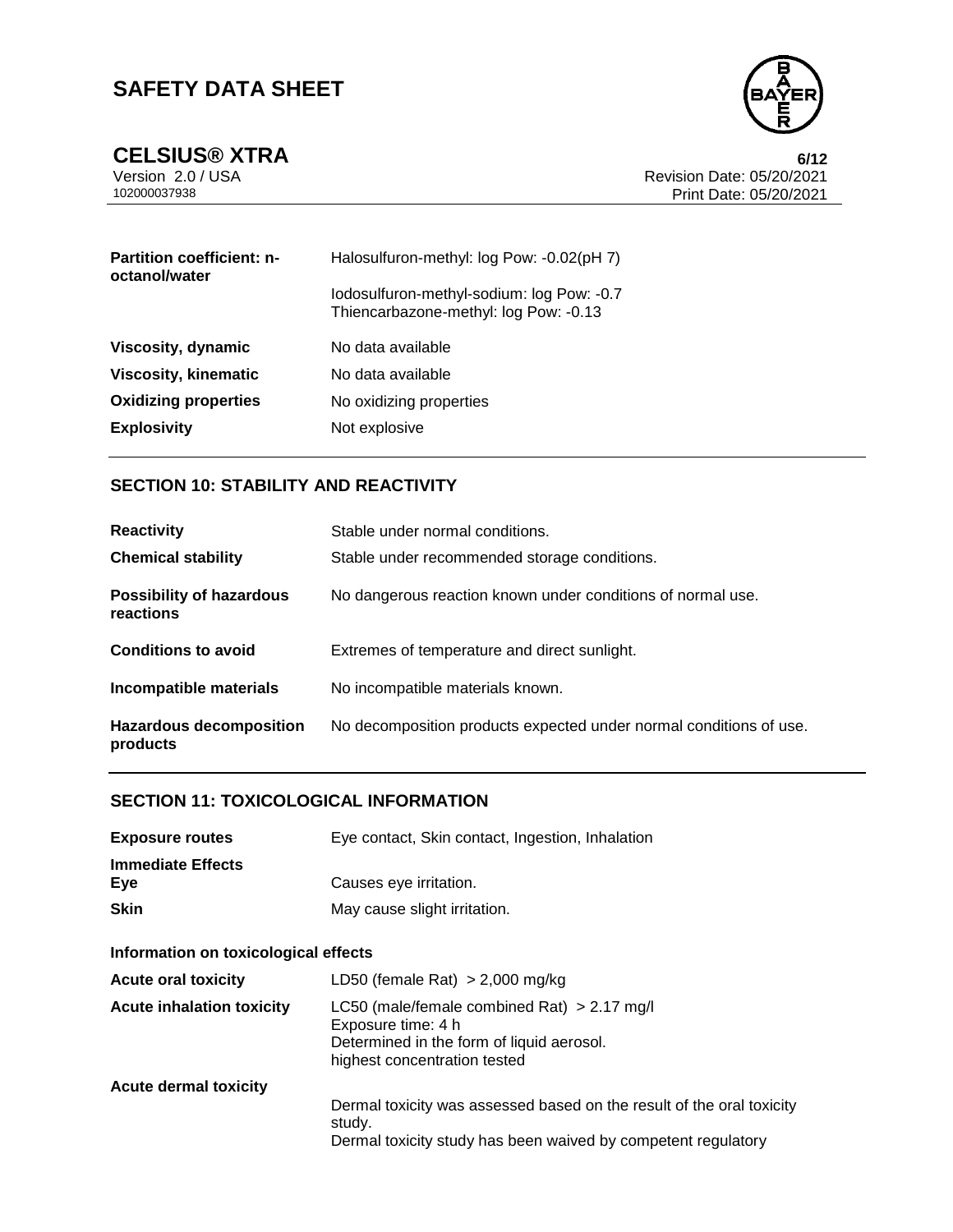| | |
|---|---|
| **Partition coefficient: n-octanol/water** | Halosulfuron-methyl: log Pow: -0.02(pH 7)<br>Iodosulfuron-methyl-sodium: log Pow: -0.7<br>Thiencarbazone-methyl: log Pow: -0.13 |
| **Viscosity, dynamic** | No data available |
| **Viscosity, kinematic** | No data available |
| **Oxidizing properties** | No oxidizing properties |
| **Explosivity** | Not explosive |

## SECTION 10: STABILITY AND REACTIVITY

| | |
|---|---|
| **Reactivity** | Stable under normal conditions. |
| **Chemical stability** | Stable under recommended storage conditions. |
| **Possibility of hazardous reactions** | No dangerous reaction known under conditions of normal use. |
| **Conditions to avoid** | Extremes of temperature and direct sunlight. |
| **Incompatible materials** | No incompatible materials known. |
| **Hazardous decomposition products** | No decomposition products expected under normal conditions of use. |

## SECTION 11: TOXICOLOGICAL INFORMATION

| | |
|---|---|
| **Exposure routes** | Eye contact, Skin contact, Ingestion, Inhalation |
| **Immediate Effects** | |
| **Eye** | Causes eye irritation. |
| **Skin** | May cause slight irritation. |

**Information on toxicological effects**

| | |
|---|---|
| **Acute oral toxicity** | LD50 (female Rat) > 2,000 mg/kg |
| **Acute inhalation toxicity** | LC50 (male/female combined Rat) > 2.17 mg/l<br>Exposure time: 4 h<br>Determined in the form of liquid aerosol.<br>highest concentration tested |
| **Acute dermal toxicity** | Dermal toxicity was assessed based on the result of the oral toxicity study.<br>Dermal toxicity study has been waived by competent regulatory |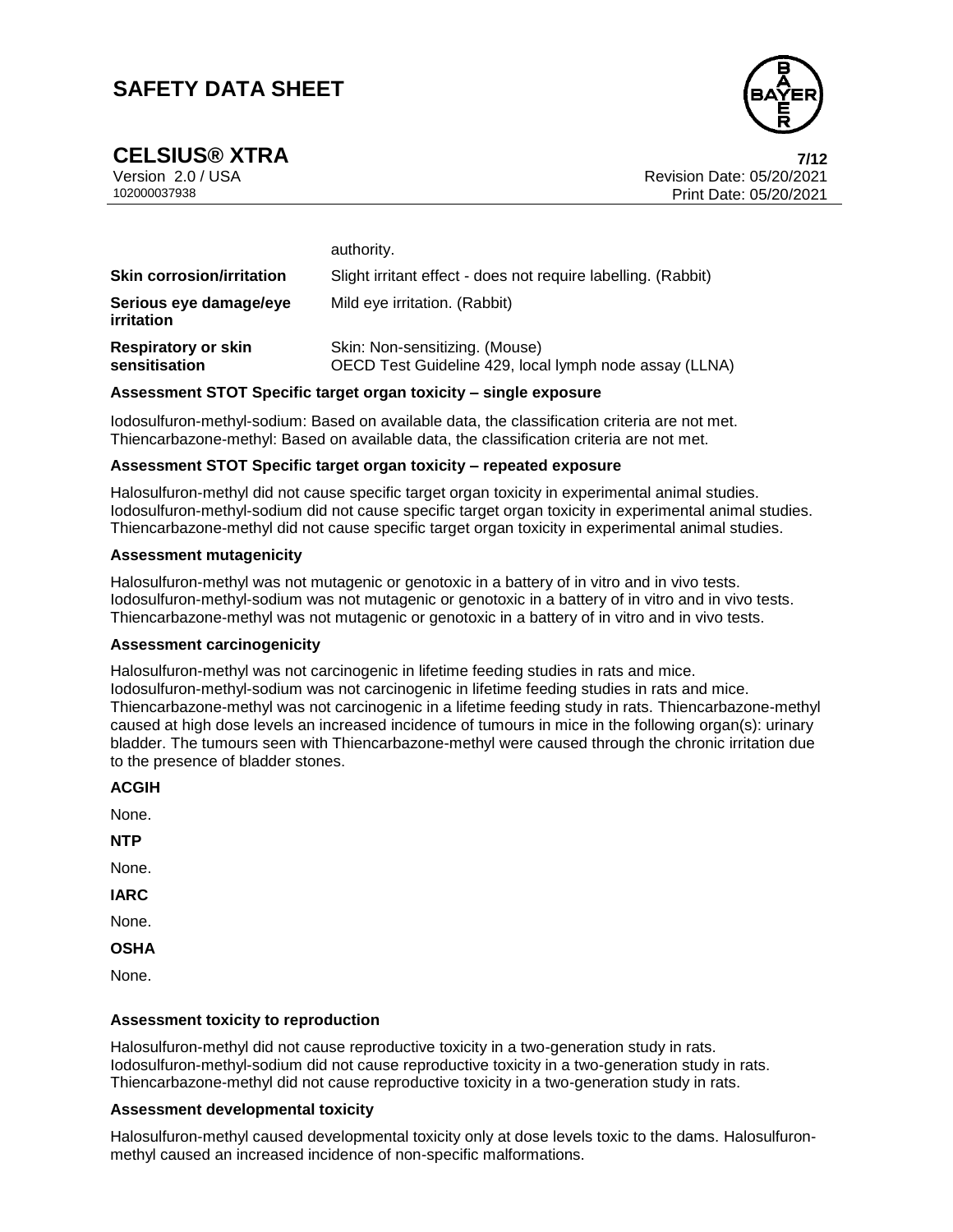authority.

| | |
|---|---|
| **Skin corrosion/irritation** | Slight irritant effect - does not require labelling. (Rabbit) |
| **Serious eye damage/eye irritation** | Mild eye irritation. (Rabbit) |
| **Respiratory or skin sensitisation** | Skin: Non-sensitizing. (Mouse)<br>OECD Test Guideline 429, local lymph node assay (LLNA) |

**Assessment STOT Specific target organ toxicity – single exposure**

Iodosulfuron-methyl-sodium: Based on available data, the classification criteria are not met.
Thiencarbazone-methyl: Based on available data, the classification criteria are not met.

**Assessment STOT Specific target organ toxicity – repeated exposure**

Halosulfuron-methyl did not cause specific target organ toxicity in experimental animal studies.
Iodosulfuron-methyl-sodium did not cause specific target organ toxicity in experimental animal studies.
Thiencarbazone-methyl did not cause specific target organ toxicity in experimental animal studies.

**Assessment mutagenicity**

Halosulfuron-methyl was not mutagenic or genotoxic in a battery of in vitro and in vivo tests.
Iodosulfuron-methyl-sodium was not mutagenic or genotoxic in a battery of in vitro and in vivo tests.
Thiencarbazone-methyl was not mutagenic or genotoxic in a battery of in vitro and in vivo tests.

**Assessment carcinogenicity**

Halosulfuron-methyl was not carcinogenic in lifetime feeding studies in rats and mice.
Iodosulfuron-methyl-sodium was not carcinogenic in lifetime feeding studies in rats and mice.
Thiencarbazone-methyl was not carcinogenic in a lifetime feeding study in rats. Thiencarbazone-methyl caused at high dose levels an increased incidence of tumours in mice in the following organ(s): urinary bladder. The tumours seen with Thiencarbazone-methyl were caused through the chronic irritation due to the presence of bladder stones.

**ACGIH**

None.

**NTP**

None.

**IARC**

None.

**OSHA**

None.

**Assessment toxicity to reproduction**

Halosulfuron-methyl did not cause reproductive toxicity in a two-generation study in rats.
Iodosulfuron-methyl-sodium did not cause reproductive toxicity in a two-generation study in rats.
Thiencarbazone-methyl did not cause reproductive toxicity in a two-generation study in rats.

**Assessment developmental toxicity**

Halosulfuron-methyl caused developmental toxicity only at dose levels toxic to the dams. Halosulfuron-methyl caused an increased incidence of non-specific malformations.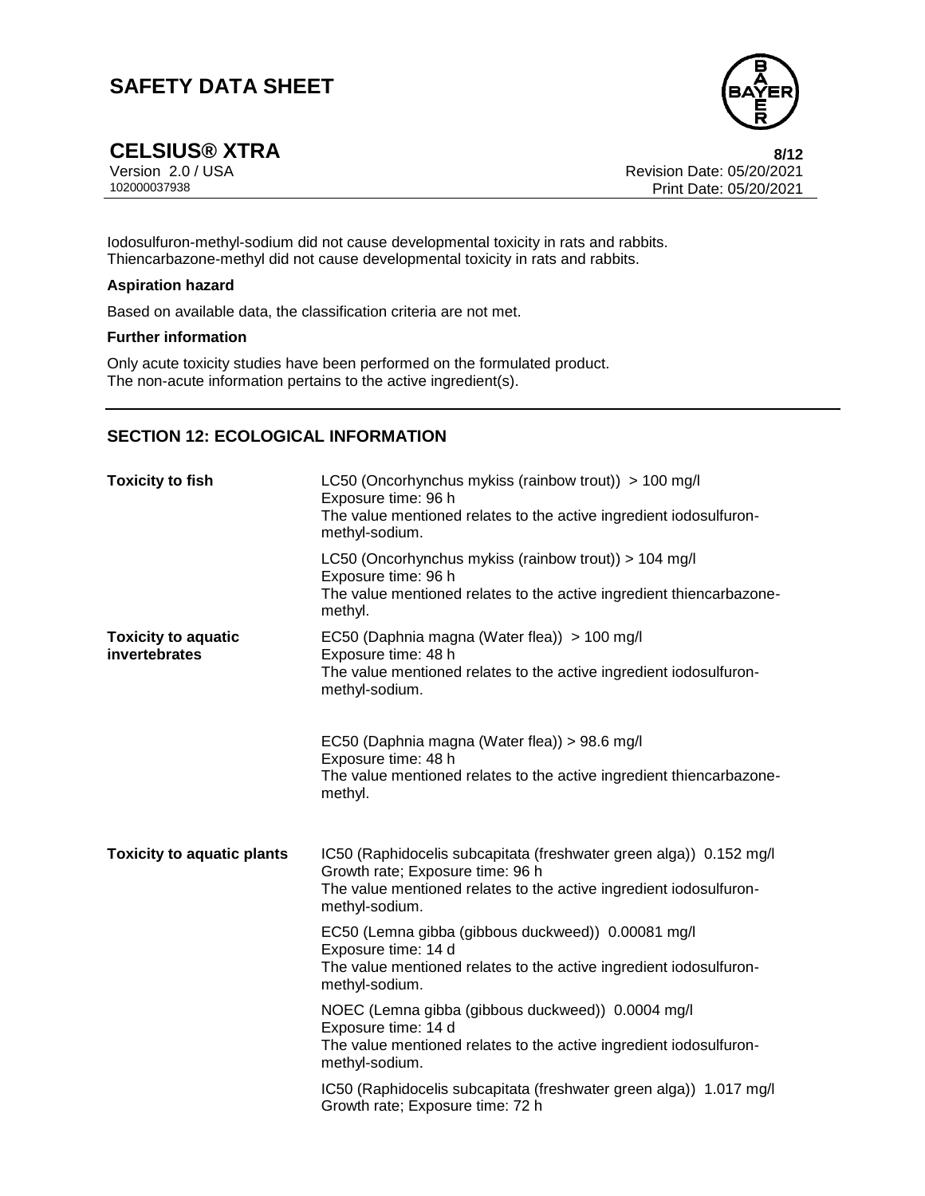Iodosulfuron-methyl-sodium did not cause developmental toxicity in rats and rabbits.
Thiencarbazone-methyl did not cause developmental toxicity in rats and rabbits.

**Aspiration hazard**

Based on available data, the classification criteria are not met.

**Further information**

Only acute toxicity studies have been performed on the formulated product.
The non-acute information pertains to the active ingredient(s).

## SECTION 12: ECOLOGICAL INFORMATION

| | |
|---|---|
| **Toxicity to fish** | LC50 (Oncorhynchus mykiss (rainbow trout)) > 100 mg/l<br>Exposure time: 96 h<br>The value mentioned relates to the active ingredient iodosulfuron-methyl-sodium. |
| | LC50 (Oncorhynchus mykiss (rainbow trout)) > 104 mg/l<br>Exposure time: 96 h<br>The value mentioned relates to the active ingredient thiencarbazone-methyl. |
| **Toxicity to aquatic invertebrates** | EC50 (Daphnia magna (Water flea)) > 100 mg/l<br>Exposure time: 48 h<br>The value mentioned relates to the active ingredient iodosulfuron-methyl-sodium. |
| | EC50 (Daphnia magna (Water flea)) > 98.6 mg/l<br>Exposure time: 48 h<br>The value mentioned relates to the active ingredient thiencarbazone-methyl. |
| **Toxicity to aquatic plants** | IC50 (Raphidocelis subcapitata (freshwater green alga)) 0.152 mg/l<br>Growth rate; Exposure time: 96 h<br>The value mentioned relates to the active ingredient iodosulfuron-methyl-sodium. |
| | EC50 (Lemna gibba (gibbous duckweed)) 0.00081 mg/l<br>Exposure time: 14 d<br>The value mentioned relates to the active ingredient iodosulfuron-methyl-sodium. |
| | NOEC (Lemna gibba (gibbous duckweed)) 0.0004 mg/l<br>Exposure time: 14 d<br>The value mentioned relates to the active ingredient iodosulfuron-methyl-sodium. |
| | IC50 (Raphidocelis subcapitata (freshwater green alga)) 1.017 mg/l<br>Growth rate; Exposure time: 72 h |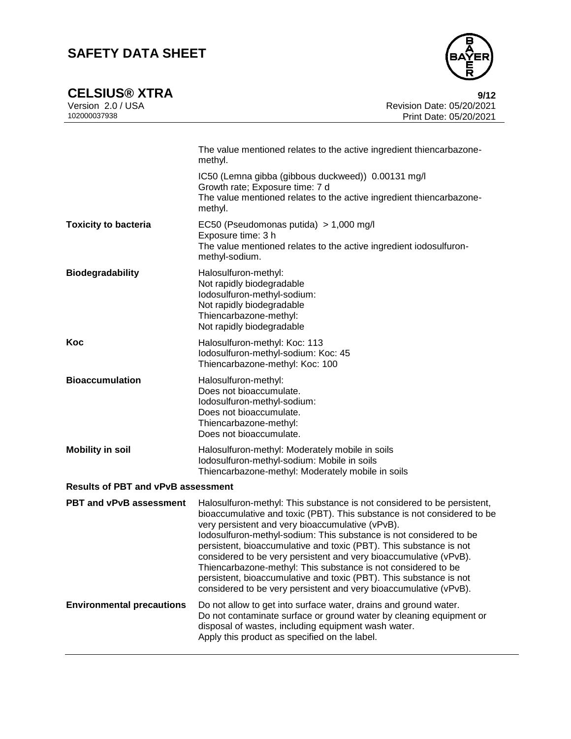| | |
|---|---|
| | The value mentioned relates to the active ingredient thiencarbazone-methyl. |
| | IC50 (Lemna gibba (gibbous duckweed)) 0.00131 mg/l<br>Growth rate; Exposure time: 7 d<br>The value mentioned relates to the active ingredient thiencarbazone-methyl. |
| **Toxicity to bacteria** | EC50 (Pseudomonas putida) > 1,000 mg/l<br>Exposure time: 3 h<br>The value mentioned relates to the active ingredient iodosulfuron-methyl-sodium. |
| **Biodegradability** | Halosulfuron-methyl:<br>Not rapidly biodegradable<br>Iodosulfuron-methyl-sodium:<br>Not rapidly biodegradable<br>Thiencarbazone-methyl:<br>Not rapidly biodegradable |
| **Koc** | Halosulfuron-methyl: Koc: 113<br>Iodosulfuron-methyl-sodium: Koc: 45<br>Thiencarbazone-methyl: Koc: 100 |
| **Bioaccumulation** | Halosulfuron-methyl:<br>Does not bioaccumulate.<br>Iodosulfuron-methyl-sodium:<br>Does not bioaccumulate.<br>Thiencarbazone-methyl:<br>Does not bioaccumulate. |
| **Mobility in soil** | Halosulfuron-methyl: Moderately mobile in soils<br>Iodosulfuron-methyl-sodium: Mobile in soils<br>Thiencarbazone-methyl: Moderately mobile in soils |

**Results of PBT and vPvB assessment**

| | |
|---|---|
| **PBT and vPvB assessment** | Halosulfuron-methyl: This substance is not considered to be persistent, bioaccumulative and toxic (PBT). This substance is not considered to be very persistent and very bioaccumulative (vPvB).<br>Iodosulfuron-methyl-sodium: This substance is not considered to be persistent, bioaccumulative and toxic (PBT). This substance is not considered to be very persistent and very bioaccumulative (vPvB).<br>Thiencarbazone-methyl: This substance is not considered to be persistent, bioaccumulative and toxic (PBT). This substance is not considered to be very persistent and very bioaccumulative (vPvB). |
| **Environmental precautions** | Do not allow to get into surface water, drains and ground water.<br>Do not contaminate surface or ground water by cleaning equipment or disposal of wastes, including equipment wash water.<br>Apply this product as specified on the label. |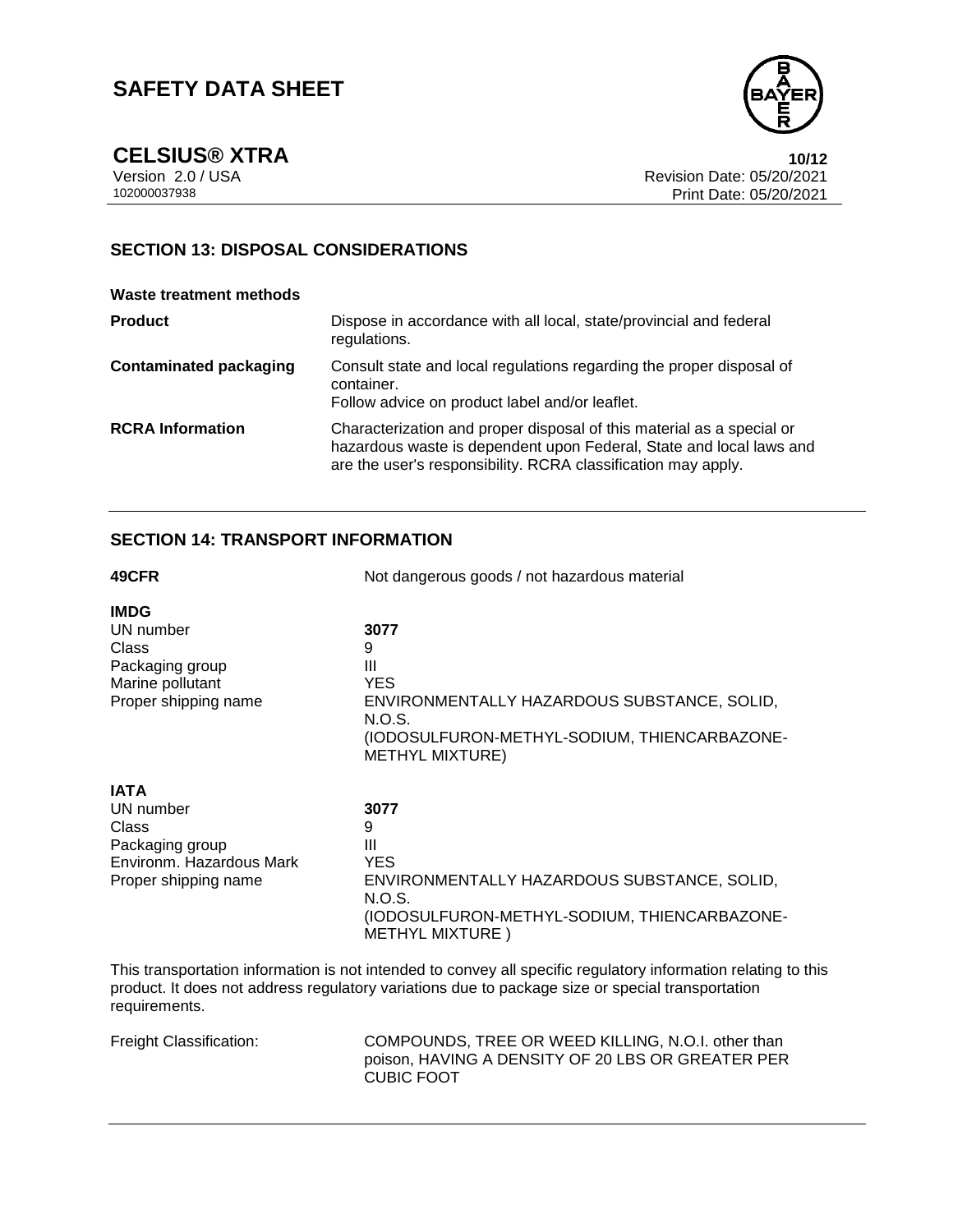## SECTION 13: DISPOSAL CONSIDERATIONS

**Waste treatment methods**

| | |
|---|---|
| **Product** | Dispose in accordance with all local, state/provincial and federal regulations. |
| **Contaminated packaging** | Consult state and local regulations regarding the proper disposal of container.<br>Follow advice on product label and/or leaflet. |
| **RCRA Information** | Characterization and proper disposal of this material as a special or hazardous waste is dependent upon Federal, State and local laws and are the user's responsibility. RCRA classification may apply. |

## SECTION 14: TRANSPORT INFORMATION

| | |
|---|---|
| **49CFR** | Not dangerous goods / not hazardous material |

**IMDG**

| | |
|---|---|
| UN number | **3077** |
| Class | 9 |
| Packaging group | III |
| Marine pollutant | YES |
| Proper shipping name | ENVIRONMENTALLY HAZARDOUS SUBSTANCE, SOLID, N.O.S.<br>(IODOSULFURON-METHYL-SODIUM, THIENCARBAZONE-METHYL MIXTURE) |

**IATA**

| | |
|---|---|
| UN number | **3077** |
| Class | 9 |
| Packaging group | III |
| Environm. Hazardous Mark | YES |
| Proper shipping name | ENVIRONMENTALLY HAZARDOUS SUBSTANCE, SOLID, N.O.S.<br>(IODOSULFURON-METHYL-SODIUM, THIENCARBAZONE-METHYL MIXTURE ) |

This transportation information is not intended to convey all specific regulatory information relating to this product. It does not address regulatory variations due to package size or special transportation requirements.

| | |
|---|---|
| Freight Classification: | COMPOUNDS, TREE OR WEED KILLING, N.O.I. other than poison, HAVING A DENSITY OF 20 LBS OR GREATER PER CUBIC FOOT |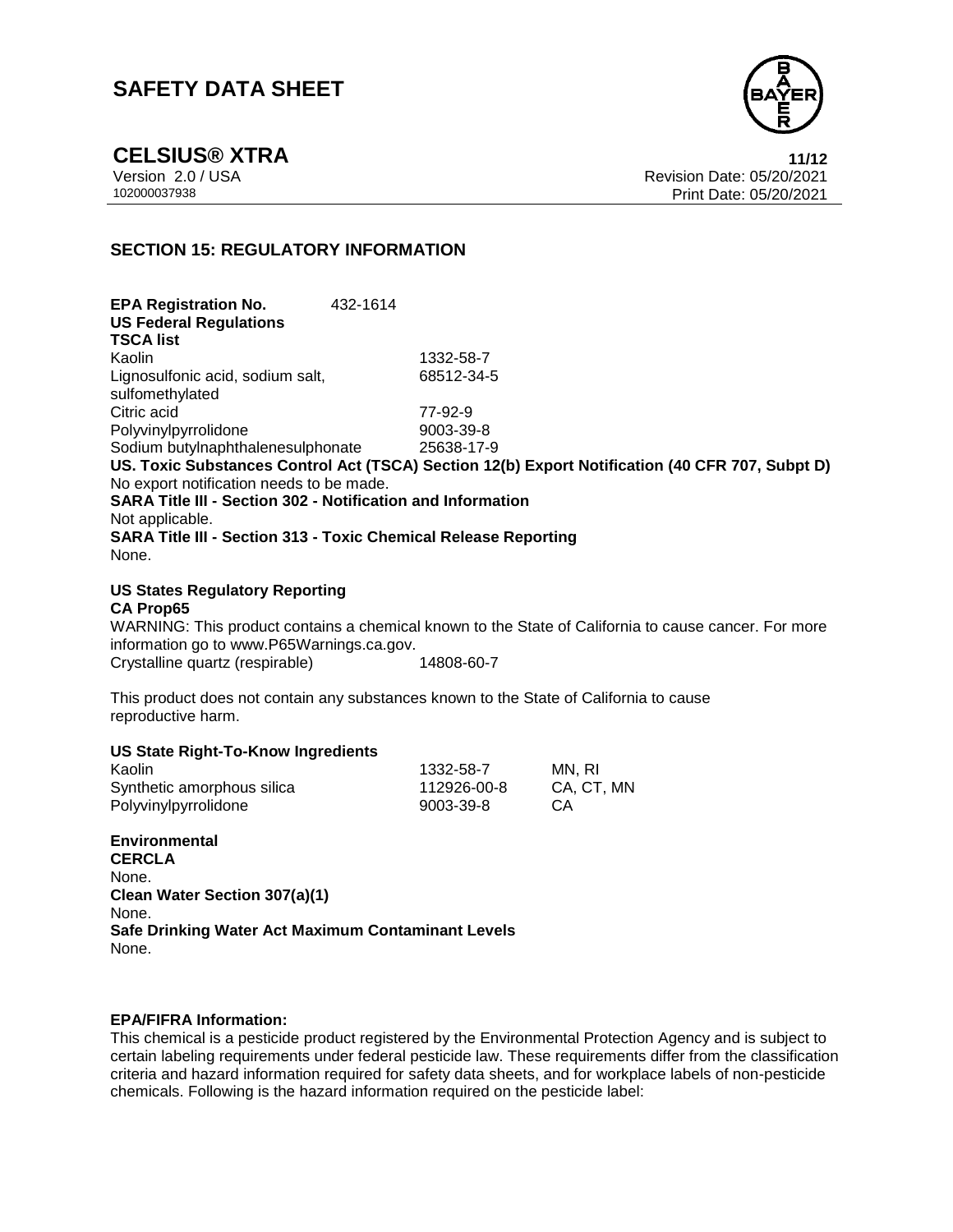## SECTION 15: REGULATORY INFORMATION

**EPA Registration No.** 432-1614

**US Federal Regulations**

**TSCA list**

| | |
|---|---|
| Kaolin | 1332-58-7 |
| Lignosulfonic acid, sodium salt, sulfomethylated | 68512-34-5 |
| Citric acid | 77-92-9 |
| Polyvinylpyrrolidone | 9003-39-8 |
| Sodium butylnaphthalenesulphonate | 25638-17-9 |

**US. Toxic Substances Control Act (TSCA) Section 12(b) Export Notification (40 CFR 707, Subpt D)**

No export notification needs to be made.

**SARA Title III - Section 302 - Notification and Information**

Not applicable.

**SARA Title III - Section 313 - Toxic Chemical Release Reporting**

None.

**US States Regulatory Reporting**

**CA Prop65**

WARNING: This product contains a chemical known to the State of California to cause cancer. For more information go to www.P65Warnings.ca.gov.

| | |
|---|---|
| Crystalline quartz (respirable) | 14808-60-7 |

This product does not contain any substances known to the State of California to cause reproductive harm.

**US State Right-To-Know Ingredients**

| | | |
|---|---|---|
| Kaolin | 1332-58-7 | MN, RI |
| Synthetic amorphous silica | 112926-00-8 | CA, CT, MN |
| Polyvinylpyrrolidone | 9003-39-8 | CA |

**Environmental**

**CERCLA**

None.

**Clean Water Section 307(a)(1)**

None.

**Safe Drinking Water Act Maximum Contaminant Levels**

None.

**EPA/FIFRA Information:**

This chemical is a pesticide product registered by the Environmental Protection Agency and is subject to certain labeling requirements under federal pesticide law. These requirements differ from the classification criteria and hazard information required for safety data sheets, and for workplace labels of non-pesticide chemicals. Following is the hazard information required on the pesticide label: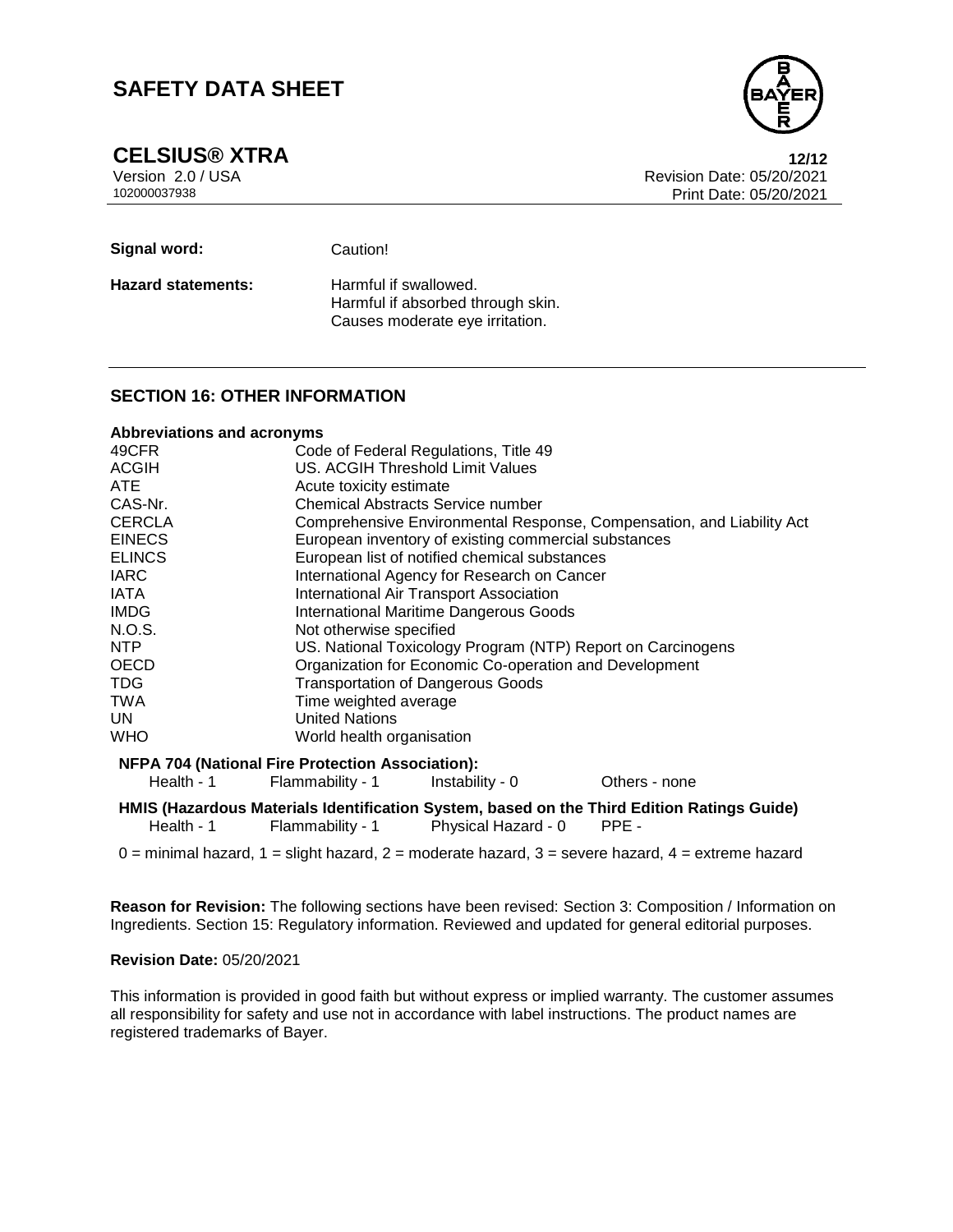| | |
|---|---|
| **Signal word:** | Caution! |
| **Hazard statements:** | Harmful if swallowed.<br>Harmful if absorbed through skin.<br>Causes moderate eye irritation. |

## SECTION 16: OTHER INFORMATION

**Abbreviations and acronyms**

| | |
|---|---|
| 49CFR | Code of Federal Regulations, Title 49 |
| ACGIH | US. ACGIH Threshold Limit Values |
| ATE | Acute toxicity estimate |
| CAS-Nr. | Chemical Abstracts Service number |
| CERCLA | Comprehensive Environmental Response, Compensation, and Liability Act |
| EINECS | European inventory of existing commercial substances |
| ELINCS | European list of notified chemical substances |
| IARC | International Agency for Research on Cancer |
| IATA | International Air Transport Association |
| IMDG | International Maritime Dangerous Goods |
| N.O.S. | Not otherwise specified |
| NTP | US. National Toxicology Program (NTP) Report on Carcinogens |
| OECD | Organization for Economic Co-operation and Development |
| TDG | Transportation of Dangerous Goods |
| TWA | Time weighted average |
| UN | United Nations |
| WHO | World health organisation |

**NFPA 704 (National Fire Protection Association):**

| | | | |
|---|---|---|---|
| Health - 1 | Flammability - 1 | Instability - 0 | Others - none |

**HMIS (Hazardous Materials Identification System, based on the Third Edition Ratings Guide)**

| | | | |
|---|---|---|---|
| Health - 1 | Flammability - 1 | Physical Hazard - 0 | PPE - |

0 = minimal hazard, 1 = slight hazard, 2 = moderate hazard, 3 = severe hazard, 4 = extreme hazard

**Reason for Revision:** The following sections have been revised: Section 3: Composition / Information on Ingredients. Section 15: Regulatory information. Reviewed and updated for general editorial purposes.

**Revision Date:** 05/20/2021

This information is provided in good faith but without express or implied warranty. The customer assumes all responsibility for safety and use not in accordance with label instructions. The product names are registered trademarks of Bayer.